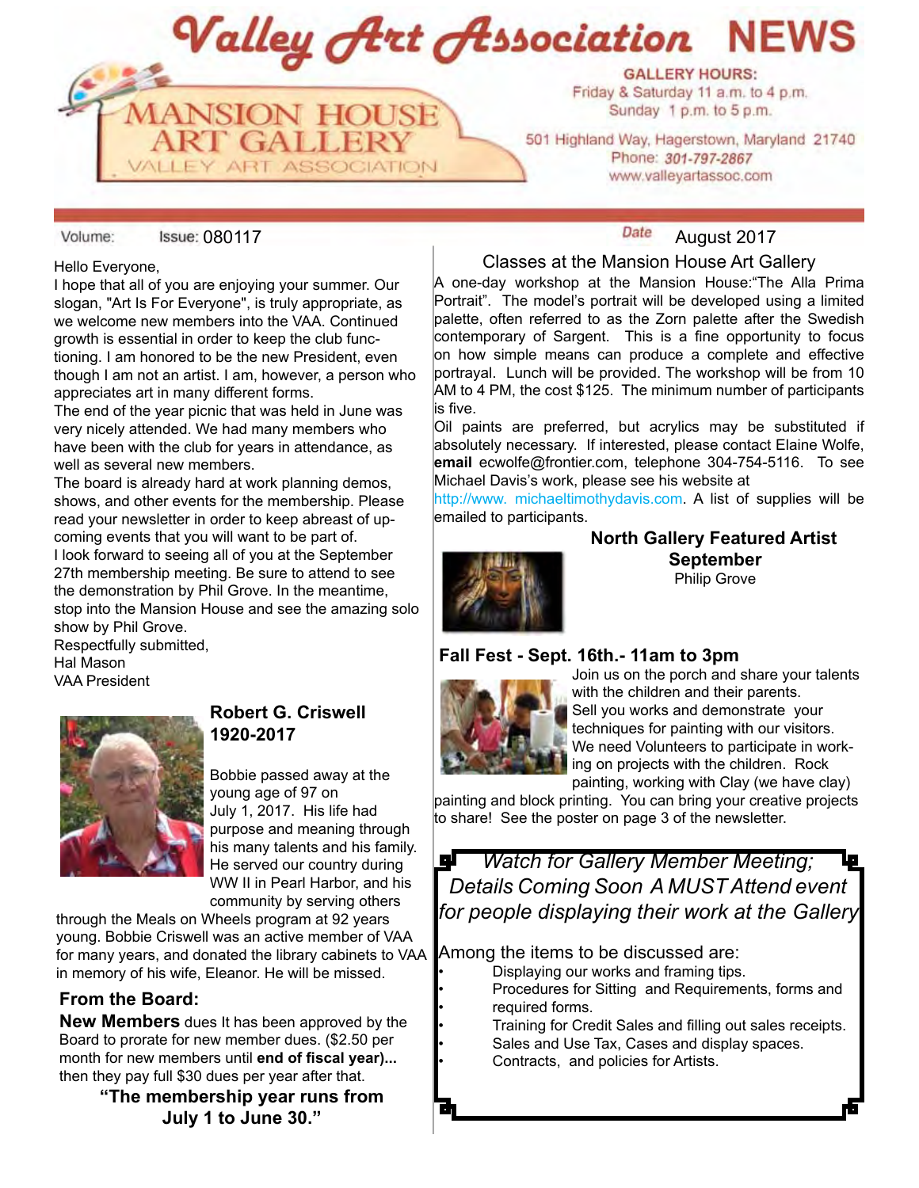# Valley Art Association NEWS

**MANSION HOUSE ART GALLERY**
VALLEY ART ASSOCIATION

**GALLERY HOURS:**
Friday & Saturday 11 a.m. to 4 p.m.
Sunday 1 p.m. to 5 p.m.

501 Highland Way, Hagerstown, Maryland 21740
Phone: *301-797-2867*
www.valleyartassoc.com

Volume: Issue: 080117

*Date* August 2017

Hello Everyone,

I hope that all of you are enjoying your summer. Our slogan, "Art Is For Everyone", is truly appropriate, as we welcome new members into the VAA. Continued growth is essential in order to keep the club functioning. I am honored to be the new President, even though I am not an artist. I am, however, a person who appreciates art in many different forms.

The end of the year picnic that was held in June was very nicely attended. We had many members who have been with the club for years in attendance, as well as several new members.

The board is already hard at work planning demos, shows, and other events for the membership. Please read your newsletter in order to keep abreast of upcoming events that you will want to be part of.

I look forward to seeing all of you at the September 27th membership meeting. Be sure to attend to see the demonstration by Phil Grove. In the meantime, stop into the Mansion House and see the amazing solo show by Phil Grove.

Respectfully submitted,
Hal Mason
VAA President

## Robert G. Criswell 1920-2017

Bobbie passed away at the young age of 97 on July 1, 2017. His life had purpose and meaning through his many talents and his family. He served our country during WW II in Pearl Harbor, and his community by serving others through the Meals on Wheels program at 92 years young. Bobbie Criswell was an active member of VAA for many years, and donated the library cabinets to VAA in memory of his wife, Eleanor. He will be missed.

## From the Board:

**New Members** dues It has been approved by the Board to prorate for new member dues. ($2.50 per month for new members until **end of fiscal year)...** then they pay full $30 dues per year after that.

**"The membership year runs from July 1 to June 30."**

## Classes at the Mansion House Art Gallery

A one-day workshop at the Mansion House:"The Alla Prima Portrait". The model's portrait will be developed using a limited palette, often referred to as the Zorn palette after the Swedish contemporary of Sargent. This is a fine opportunity to focus on how simple means can produce a complete and effective portrayal. Lunch will be provided. The workshop will be from 10 AM to 4 PM, the cost $125. The minimum number of participants is five.

Oil paints are preferred, but acrylics may be substituted if absolutely necessary. If interested, please contact Elaine Wolfe, **email** ecwolfe@frontier.com, telephone 304-754-5116. To see Michael Davis's work, please see his website at http://www. michaeltimothydavis.com. A list of supplies will be emailed to participants.

## North Gallery Featured Artist September

Philip Grove

## Fall Fest - Sept. 16th.- 11am to 3pm

Join us on the porch and share your talents with the children and their parents. Sell you works and demonstrate your techniques for painting with our visitors. We need Volunteers to participate in working on projects with the children. Rock painting, working with Clay (we have clay) painting and block printing. You can bring your creative projects to share! See the poster on page 3 of the newsletter.

*Watch for Gallery Member Meeting; Details Coming Soon A MUST Attend event for people displaying their work at the Gallery*

Among the items to be discussed are:

- Displaying our works and framing tips.
- Procedures for Sitting and Requirements, forms and
- required forms.
- Training for Credit Sales and filling out sales receipts.
- Sales and Use Tax, Cases and display spaces.
- Contracts, and policies for Artists.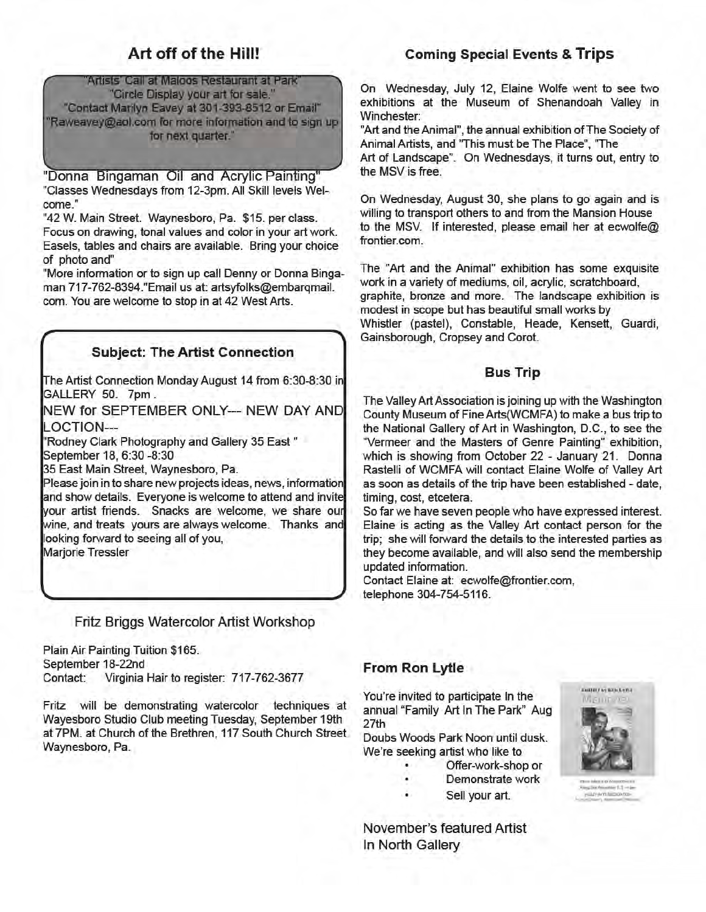## Art off of the Hill!

"Artists' Call at Maloos Restaurant at Park"
"Circle Display your art for sale."
"Contact Marilyn Eavey at 301-393-8512 or Email"
"Raweavey@aol.com for more information and to sign up for next quarter."

"Donna Bingaman Oil and Acrylic Painting"
"Classes Wednesdays from 12-3pm. All Skill levels Welcome."
"42 W. Main Street. Waynesboro, Pa. $15. per class. Focus on drawing, tonal values and color in your art work. Easels, tables and chairs are available. Bring your choice of photo and"
"More information or to sign up call Denny or Donna Bingaman 717-762-8394."Email us at: artsyfolks@embarqmail.com. You are welcome to stop in at 42 West Arts.

### Subject: The Artist Connection

The Artist Connection Monday August 14 from 6:30-8:30 in GALLERY 50. 7pm .

NEW for SEPTEMBER ONLY--- NEW DAY AND LOCTION---

"Rodney Clark Photography and Gallery 35 East "
September 18, 6:30 -8:30
35 East Main Street, Waynesboro, Pa.
Please join in to share new projects ideas, news, information and show details. Everyone is welcome to attend and invite your artist friends. Snacks are welcome, we share our wine, and treats yours are always welcome. Thanks and looking forward to seeing all of you,
Marjorie Tressler

### Fritz Briggs Watercolor Artist Workshop

Plain Air Painting Tuition $165.
September 18-22nd
Contact: Virginia Hair to register: 717-762-3677

Fritz will be demonstrating watercolor techniques at Wayesboro Studio Club meeting Tuesday, September 19th at 7PM. at Church of the Brethren, 117 South Church Street Waynesboro, Pa.

## Coming Special Events & Trips

On Wednesday, July 12, Elaine Wolfe went to see two exhibitions at the Museum of Shenandoah Valley in Winchester:
"Art and the Animal", the annual exhibition of The Society of Animal Artists, and "This must be The Place", "The Art of Landscape". On Wednesdays, it turns out, entry to the MSV is free.

On Wednesday, August 30, she plans to go again and is willing to transport others to and from the Mansion House to the MSV. If interested, please email her at ecwolfe@frontier.com.

The "Art and the Animal" exhibition has some exquisite work in a variety of mediums, oil, acrylic, scratchboard, graphite, bronze and more. The landscape exhibition is modest in scope but has beautiful small works by Whistler (pastel), Constable, Heade, Kensett, Guardi, Gainsborough, Cropsey and Corot.

### Bus Trip

The Valley Art Association is joining up with the Washington County Museum of Fine Arts(WCMFA) to make a bus trip to the National Gallery of Art in Washington, D.C., to see the "Vermeer and the Masters of Genre Painting" exhibition, which is showing from October 22 - January 21. Donna Rastelli of WCMFA will contact Elaine Wolfe of Valley Art as soon as details of the trip have been established - date, timing, cost, etcetera.

So far we have seven people who have expressed interest. Elaine is acting as the Valley Art contact person for the trip; she will forward the details to the interested parties as they become available, and will also send the membership updated information.
Contact Elaine at: ecwolfe@frontier.com,
telephone 304-754-5116.

### From Ron Lytle

You're invited to participate In the annual "Family Art In The Park" Aug 27th
Doubs Woods Park Noon until dusk.
We're seeking artist who like to

- Offer-work-shop or
- Demonstrate work
- Sell your art.

November's featured Artist In North Gallery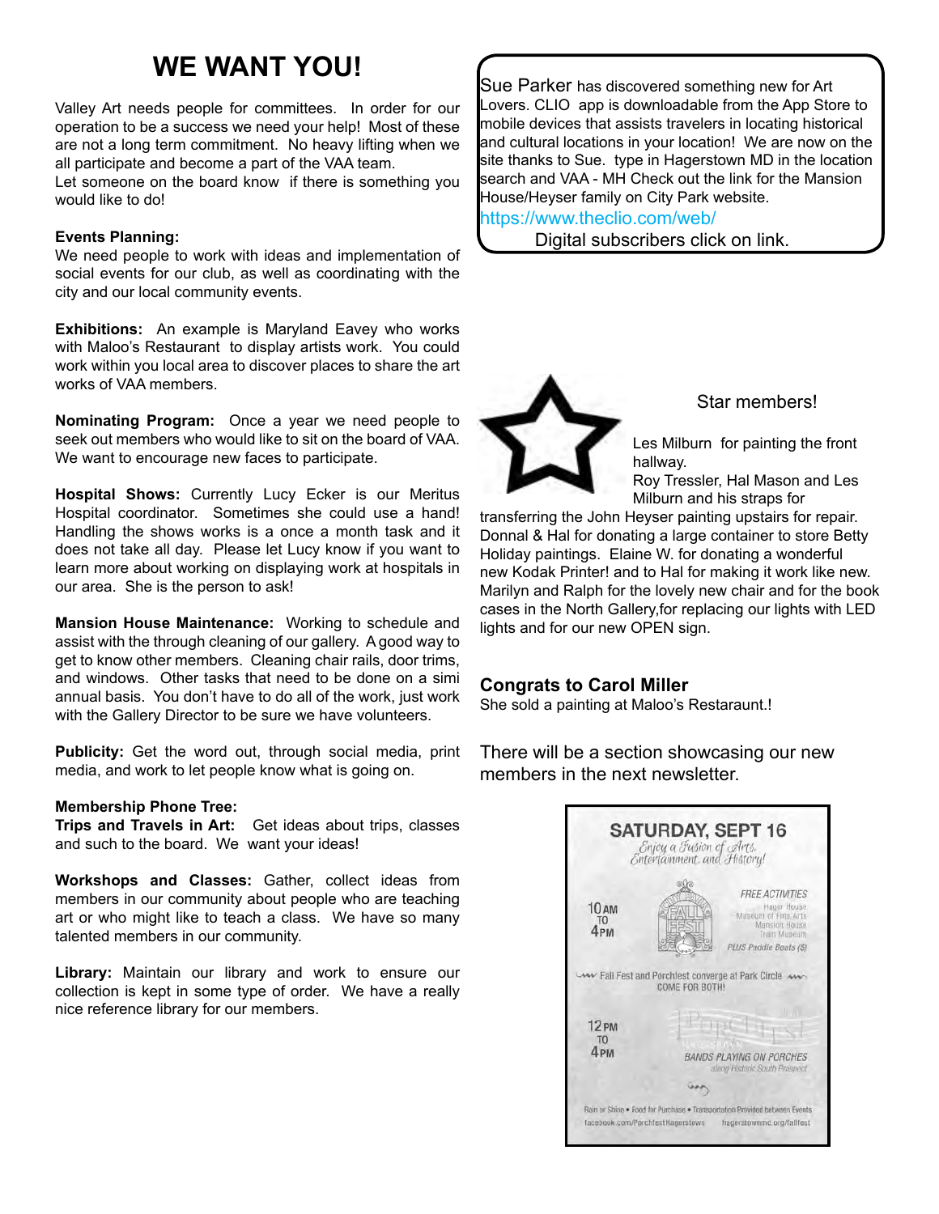# WE WANT YOU!

Valley Art needs people for committees. In order for our operation to be a success we need your help! Most of these are not a long term commitment. No heavy lifting when we all participate and become a part of the VAA team.
Let someone on the board know if there is something you would like to do!

**Events Planning:**
We need people to work with ideas and implementation of social events for our club, as well as coordinating with the city and our local community events.

**Exhibitions:** An example is Maryland Eavey who works with Maloo's Restaurant to display artists work. You could work within you local area to discover places to share the art works of VAA members.

**Nominating Program:** Once a year we need people to seek out members who would like to sit on the board of VAA. We want to encourage new faces to participate.

**Hospital Shows:** Currently Lucy Ecker is our Meritus Hospital coordinator. Sometimes she could use a hand! Handling the shows works is a once a month task and it does not take all day. Please let Lucy know if you want to learn more about working on displaying work at hospitals in our area. She is the person to ask!

**Mansion House Maintenance:** Working to schedule and assist with the through cleaning of our gallery. A good way to get to know other members. Cleaning chair rails, door trims, and windows. Other tasks that need to be done on a simi annual basis. You don't have to do all of the work, just work with the Gallery Director to be sure we have volunteers.

**Publicity:** Get the word out, through social media, print media, and work to let people know what is going on.

**Membership Phone Tree:**
**Trips and Travels in Art:** Get ideas about trips, classes and such to the board. We want your ideas!

**Workshops and Classes:** Gather, collect ideas from members in our community about people who are teaching art or who might like to teach a class. We have so many talented members in our community.

**Library:** Maintain our library and work to ensure our collection is kept in some type of order. We have a really nice reference library for our members.

Sue Parker has discovered something new for Art Lovers. CLIO app is downloadable from the App Store to mobile devices that assists travelers in locating historical and cultural locations in your location! We are now on the site thanks to Sue. type in Hagerstown MD in the location search and VAA - MH Check out the link for the Mansion House/Heyser family on City Park website.
https://www.theclio.com/web/
Digital subscribers click on link.

## Star members!

Les Milburn for painting the front hallway.
Roy Tressler, Hal Mason and Les Milburn and his straps for transferring the John Heyser painting upstairs for repair. Donnal & Hal for donating a large container to store Betty Holiday paintings. Elaine W. for donating a wonderful new Kodak Printer! and to Hal for making it work like new. Marilyn and Ralph for the lovely new chair and for the book cases in the North Gallery,for replacing our lights with LED lights and for our new OPEN sign.

## Congrats to Carol Miller

She sold a painting at Maloo's Restaraunt.!

There will be a section showcasing our new members in the next newsletter.

**SATURDAY, SEPT 16**
*Enjoy a Fusion of Arts, Entertainment, and History!*

10 AM TO 4 PM — CITY PARK FALL FEST

FREE ACTIVITIES: Hager House, Museum of Fine Arts, Mansion House, Train Museum. PLUS Paddle Boats ($)

Fall Fest and Porchfest converge at Park Circle — COME FOR BOTH!

12 PM TO 4 PM — Porchfest Hagerstown

BANDS PLAYING ON PORCHES along Historic South Prospect

Rain or Shine • Food for Purchase • Transportation Provided between Events
facebook.com/PorchfestHagerstown hagerstownmd.org/fallfest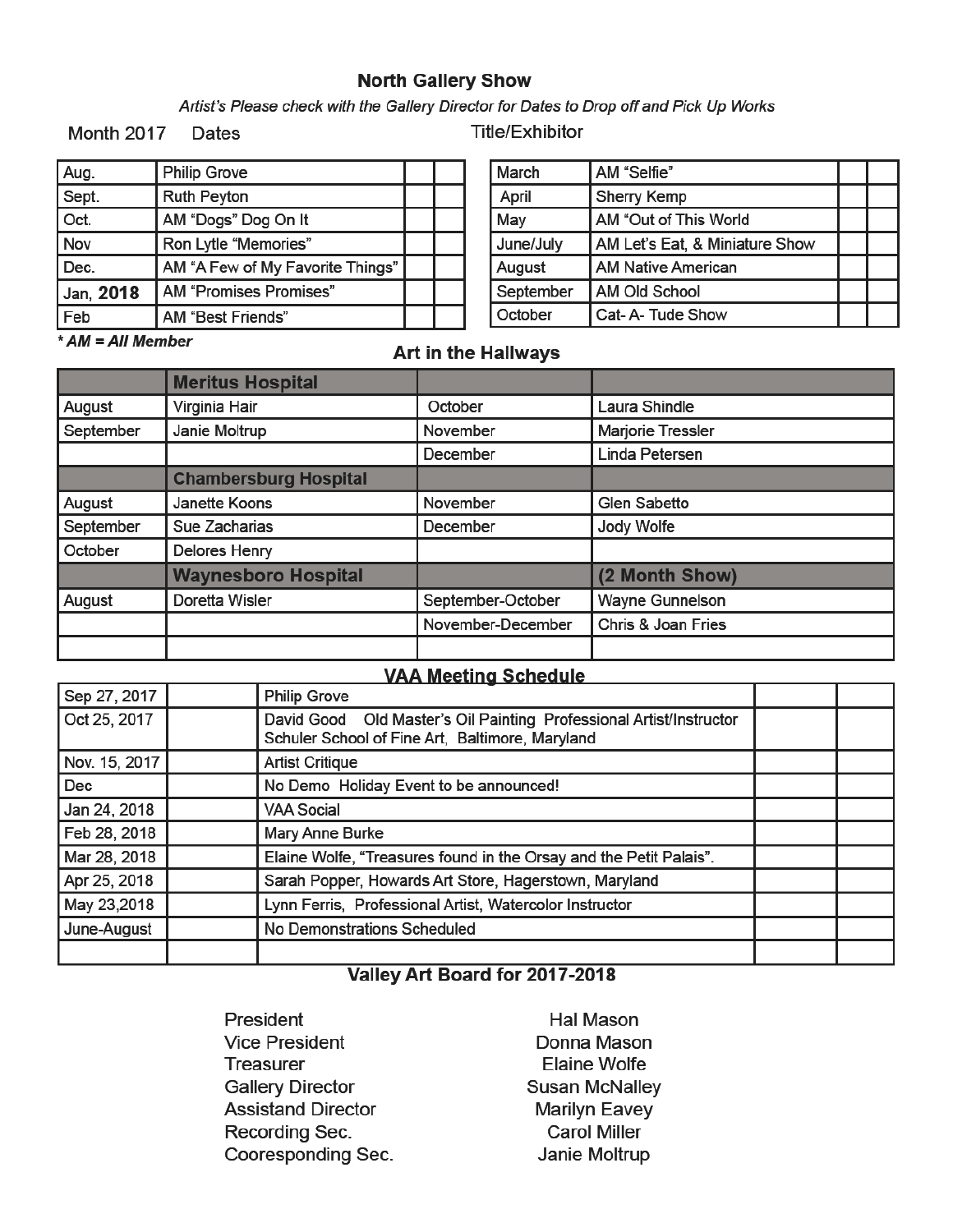## North Gallery Show

*Artist's Please check with the Gallery Director for Dates to Drop off and Pick Up Works*

Month 2017 Dates Title/Exhibitor

| | | | |
|---|---|---|---|
| Aug. | Philip Grove | | |
| Sept. | Ruth Peyton | | |
| Oct. | AM "Dogs" Dog On It | | |
| Nov | Ron Lytle "Memories" | | |
| Dec. | AM "A Few of My Favorite Things" | | |
| Jan, **2018** | AM "Promises Promises" | | |
| Feb | AM "Best Friends" | | |

| | | | |
|---|---|---|---|
| March | AM "Selfie" | | |
| April | Sherry Kemp | | |
| May | AM "Out of This World | | |
| June/July | AM Let's Eat, & Miniature Show | | |
| August | AM Native American | | |
| September | AM Old School | | |
| October | Cat- A- Tude Show | | |

***\* AM = All Member***

## Art in the Hallways

| | | | |
|---|---|---|---|
| | **Meritus Hospital** | | |
| August | Virginia Hair | October | Laura Shindle |
| September | Janie Moltrup | November | Marjorie Tressler |
| | | December | Linda Petersen |
| | **Chambersburg Hospital** | | |
| August | Janette Koons | November | Glen Sabetto |
| September | Sue Zacharias | December | Jody Wolfe |
| October | Delores Henry | | |
| | **Waynesboro Hospital** | | **(2 Month Show)** |
| August | Doretta Wisler | September-October | Wayne Gunnelson |
| | | November-December | Chris & Joan Fries |
| | | | |

## VAA Meeting Schedule

| | | | | |
|---|---|---|---|---|
| Sep 27, 2017 | | Philip Grove | | |
| Oct 25, 2017 | | David Good Old Master's Oil Painting Professional Artist/Instructor Schuler School of Fine Art, Baltimore, Maryland | | |
| Nov. 15, 2017 | | Artist Critique | | |
| Dec | | No Demo Holiday Event to be announced! | | |
| Jan 24, 2018 | | VAA Social | | |
| Feb 28, 2018 | | Mary Anne Burke | | |
| Mar 28, 2018 | | Elaine Wolfe, "Treasures found in the Orsay and the Petit Palais". | | |
| Apr 25, 2018 | | Sarah Popper, Howards Art Store, Hagerstown, Maryland | | |
| May 23,2018 | | Lynn Ferris, Professional Artist, Watercolor Instructor | | |
| June-August | | No Demonstrations Scheduled | | |
| | | | | |

## Valley Art Board for 2017-2018

| | |
|---|---|
| President | Hal Mason |
| Vice President | Donna Mason |
| Treasurer | Elaine Wolfe |
| Gallery Director | Susan McNalley |
| Assistand Director | Marilyn Eavey |
| Recording Sec. | Carol Miller |
| Cooresponding Sec. | Janie Moltrup |